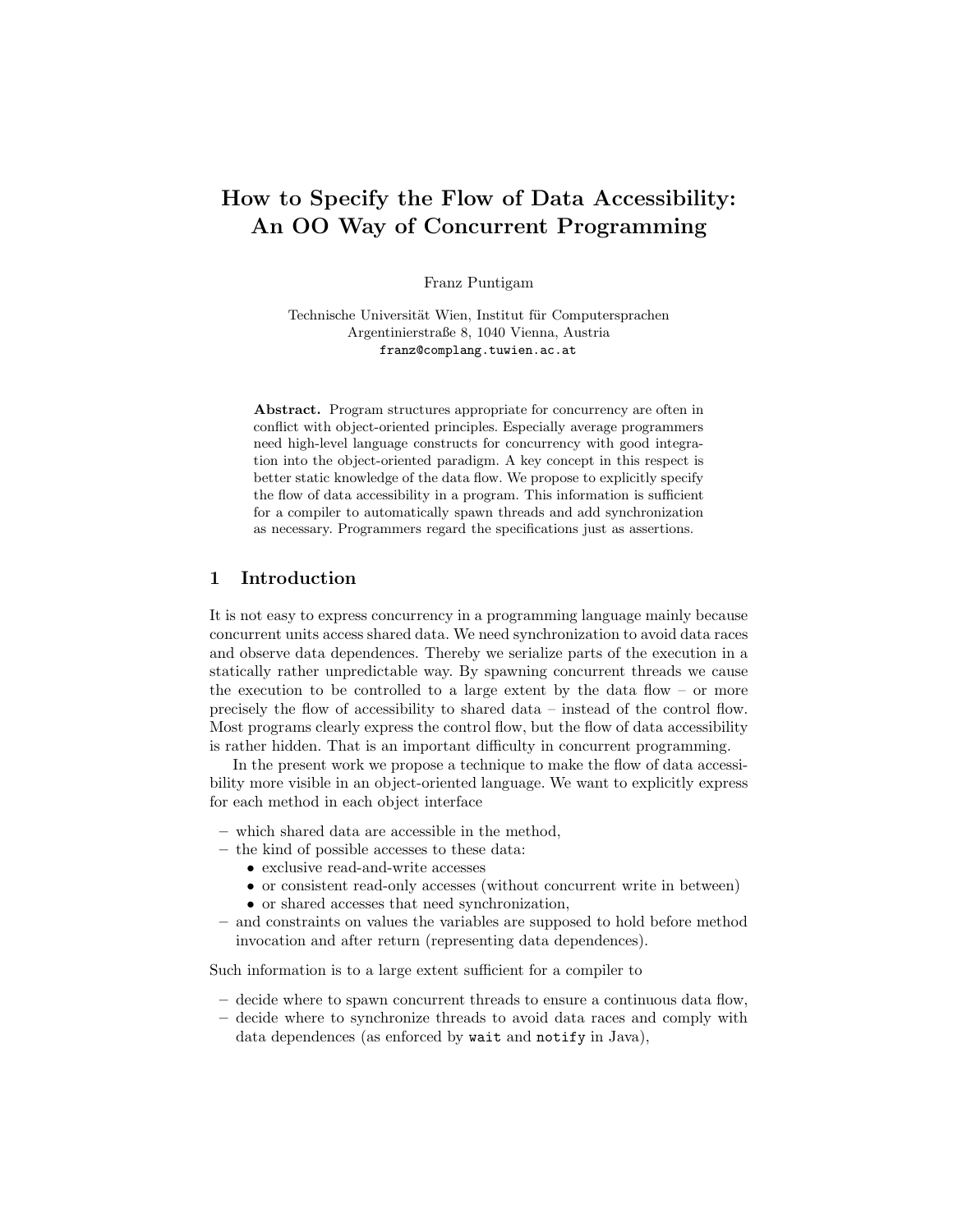# How to Specify the Flow of Data Accessibility: An OO Way of Concurrent Programming

Franz Puntigam

Technische Universität Wien, Institut für Computersprachen
Argentinierstraße 8, 1040 Vienna, Austria
`franz@complang.tuwien.ac.at`

**Abstract.** Program structures appropriate for concurrency are often in conflict with object-oriented principles. Especially average programmers need high-level language constructs for concurrency with good integration into the object-oriented paradigm. A key concept in this respect is better static knowledge of the data flow. We propose to explicitly specify the flow of data accessibility in a program. This information is sufficient for a compiler to automatically spawn threads and add synchronization as necessary. Programmers regard the specifications just as assertions.

## 1 Introduction

It is not easy to express concurrency in a programming language mainly because concurrent units access shared data. We need synchronization to avoid data races and observe data dependences. Thereby we serialize parts of the execution in a statically rather unpredictable way. By spawning concurrent threads we cause the execution to be controlled to a large extent by the data flow – or more precisely the flow of accessibility to shared data – instead of the control flow. Most programs clearly express the control flow, but the flow of data accessibility is rather hidden. That is an important difficulty in concurrent programming.

In the present work we propose a technique to make the flow of data accessibility more visible in an object-oriented language. We want to explicitly express for each method in each object interface

- which shared data are accessible in the method,
- the kind of possible accesses to these data:
  - exclusive read-and-write accesses
  - or consistent read-only accesses (without concurrent write in between)
  - or shared accesses that need synchronization,
- and constraints on values the variables are supposed to hold before method invocation and after return (representing data dependences).

Such information is to a large extent sufficient for a compiler to

- decide where to spawn concurrent threads to ensure a continuous data flow,
- decide where to synchronize threads to avoid data races and comply with data dependences (as enforced by `wait` and `notify` in Java),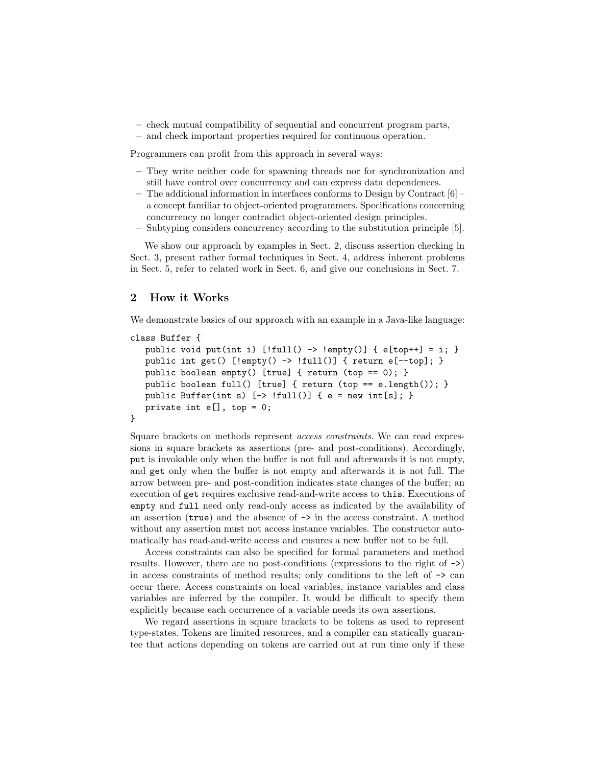– check mutual compatibility of sequential and concurrent program parts,
– and check important properties required for continuous operation.

Programmers can profit from this approach in several ways:

– They write neither code for spawning threads nor for synchronization and still have control over concurrency and can express data dependences.
– The additional information in interfaces conforms to Design by Contract [6] – a concept familiar to object-oriented programmers. Specifications concerning concurrency no longer contradict object-oriented design principles.
– Subtyping considers concurrency according to the substitution principle [5].

We show our approach by examples in Sect. 2, discuss assertion checking in Sect. 3, present rather formal techniques in Sect. 4, address inherent problems in Sect. 5, refer to related work in Sect. 6, and give our conclusions in Sect. 7.

## 2 How it Works

We demonstrate basics of our approach with an example in a Java-like language:

```
class Buffer {
   public void put(int i) [!full() -> !empty()] { e[top++] = i; }
   public int get() [!empty() -> !full()] { return e[--top]; }
   public boolean empty() [true] { return (top == 0); }
   public boolean full() [true] { return (top == e.length()); }
   public Buffer(int s) [-> !full()] { e = new int[s]; }
   private int e[], top = 0;
}
```

Square brackets on methods represent *access constraints*. We can read expressions in square brackets as assertions (pre- and post-conditions). Accordingly, `put` is invokable only when the buffer is not full and afterwards it is not empty, and `get` only when the buffer is not empty and afterwards it is not full. The arrow between pre- and post-condition indicates state changes of the buffer; an execution of `get` requires exclusive read-and-write access to `this`. Executions of `empty` and `full` need only read-only access as indicated by the availability of an assertion (`true`) and the absence of `->` in the access constraint. A method without any assertion must not access instance variables. The constructor automatically has read-and-write access and ensures a new buffer not to be full.

Access constraints can also be specified for formal parameters and method results. However, there are no post-conditions (expressions to the right of `->`) in access constraints of method results; only conditions to the left of `->` can occur there. Access constraints on local variables, instance variables and class variables are inferred by the compiler. It would be difficult to specify them explicitly because each occurrence of a variable needs its own assertions.

We regard assertions in square brackets to be tokens as used to represent type-states. Tokens are limited resources, and a compiler can statically guarantee that actions depending on tokens are carried out at run time only if these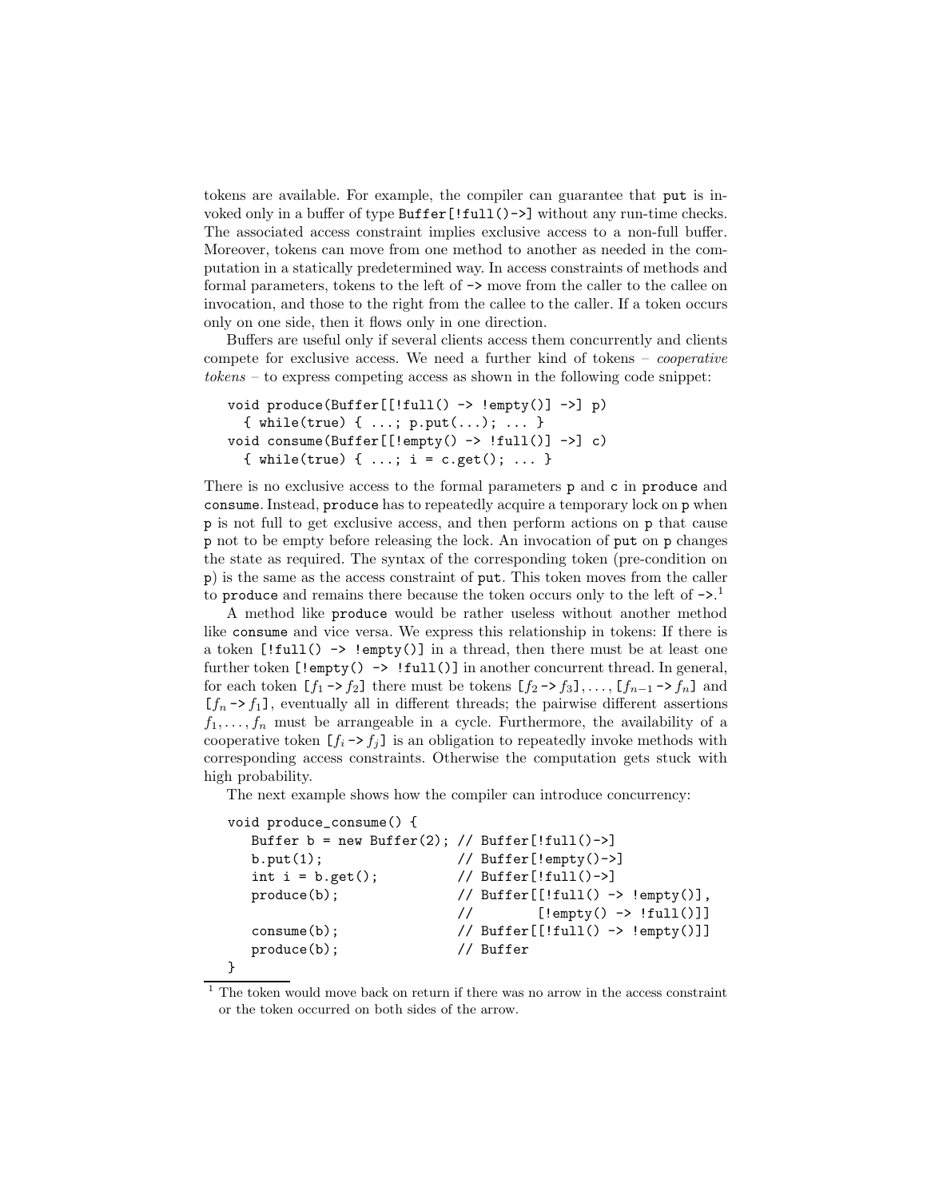tokens are available. For example, the compiler can guarantee that `put` is invoked only in a buffer of type `Buffer[!full()->]` without any run-time checks. The associated access constraint implies exclusive access to a non-full buffer. Moreover, tokens can move from one method to another as needed in the computation in a statically predetermined way. In access constraints of methods and formal parameters, tokens to the left of `->` move from the caller to the callee on invocation, and those to the right from the callee to the caller. If a token occurs only on one side, then it flows only in one direction.

Buffers are useful only if several clients access them concurrently and clients compete for exclusive access. We need a further kind of tokens – *cooperative tokens* – to express competing access as shown in the following code snippet:

```
void produce(Buffer[[!full() -> !empty()] ->] p)
  { while(true) { ...; p.put(...); ... }
void consume(Buffer[[!empty() -> !full()] ->] c)
  { while(true) { ...; i = c.get(); ... }
```

There is no exclusive access to the formal parameters `p` and `c` in `produce` and `consume`. Instead, `produce` has to repeatedly acquire a temporary lock on `p` when `p` is not full to get exclusive access, and then perform actions on `p` that cause `p` not to be empty before releasing the lock. An invocation of `put` on `p` changes the state as required. The syntax of the corresponding token (pre-condition on `p`) is the same as the access constraint of `put`. This token moves from the caller to `produce` and remains there because the token occurs only to the left of `->`.[1]

A method like `produce` would be rather useless without another method like `consume` and vice versa. We express this relationship in tokens: If there is a token `[!full() -> !empty()]` in a thread, then there must be at least one further token `[!empty() -> !full()]` in another concurrent thread. In general, for each token [$f_1$ -> $f_2$] there must be tokens [$f_2$ -> $f_3$], ..., [$f_{n-1}$ -> $f_n$] and [$f_n$ -> $f_1$], eventually all in different threads; the pairwise different assertions $f_1, \ldots, f_n$ must be arrangeable in a cycle. Furthermore, the availability of a cooperative token [$f_i$ -> $f_j$] is an obligation to repeatedly invoke methods with corresponding access constraints. Otherwise the computation gets stuck with high probability.

The next example shows how the compiler can introduce concurrency:

```
void produce_consume() {
   Buffer b = new Buffer(2); // Buffer[!full()->]
   b.put(1);                 // Buffer[!empty()->]
   int i = b.get();          // Buffer[!full()->]
   produce(b);               // Buffer[[!full() -> !empty()],
                             //        [!empty() -> !full()]]
   consume(b);               // Buffer[[!full() -> !empty()]]
   produce(b);               // Buffer
}
```

[1] The token would move back on return if there was no arrow in the access constraint or the token occurred on both sides of the arrow.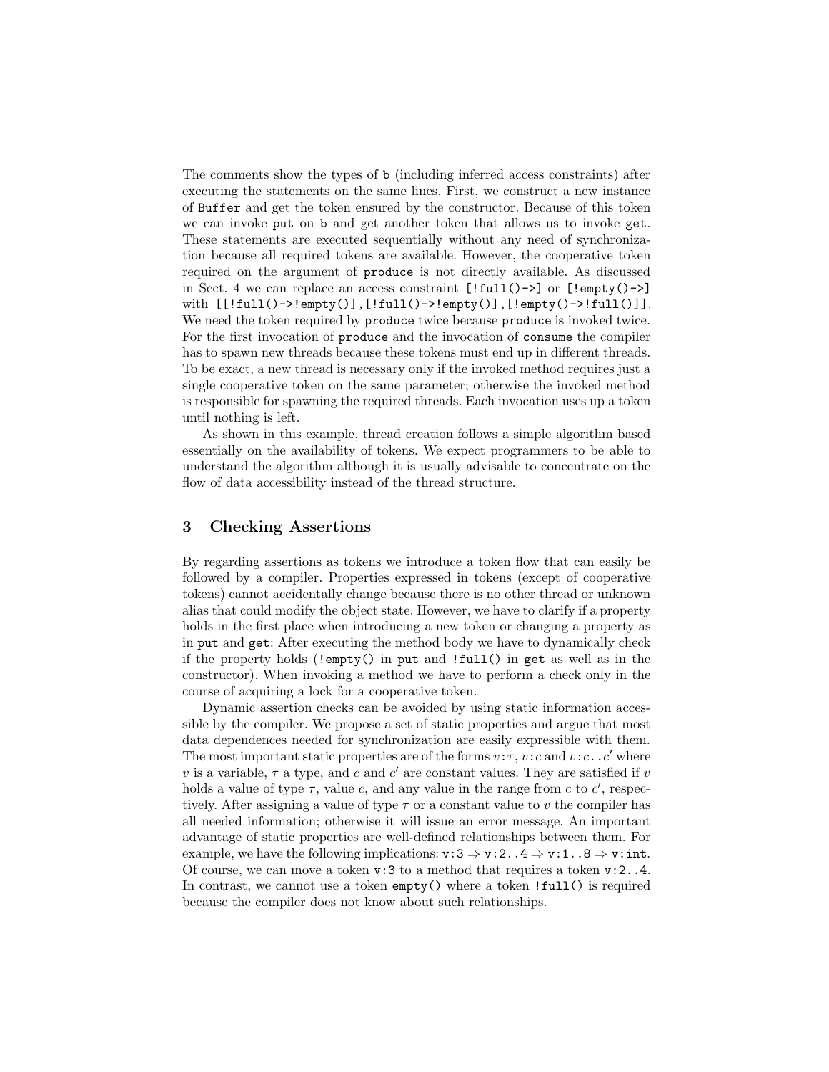The comments show the types of `b` (including inferred access constraints) after executing the statements on the same lines. First, we construct a new instance of `Buffer` and get the token ensured by the constructor. Because of this token we can invoke `put` on `b` and get another token that allows us to invoke `get`. These statements are executed sequentially without any need of synchronization because all required tokens are available. However, the cooperative token required on the argument of `produce` is not directly available. As discussed in Sect. 4 we can replace an access constraint `[!full()->]` or `[!empty()->]` with `[[!full()->!empty()],[!full()->!empty()],[!empty()->!full()]]`. We need the token required by `produce` twice because `produce` is invoked twice. For the first invocation of `produce` and the invocation of `consume` the compiler has to spawn new threads because these tokens must end up in different threads. To be exact, a new thread is necessary only if the invoked method requires just a single cooperative token on the same parameter; otherwise the invoked method is responsible for spawning the required threads. Each invocation uses up a token until nothing is left.

As shown in this example, thread creation follows a simple algorithm based essentially on the availability of tokens. We expect programmers to be able to understand the algorithm although it is usually advisable to concentrate on the flow of data accessibility instead of the thread structure.

## 3 Checking Assertions

By regarding assertions as tokens we introduce a token flow that can easily be followed by a compiler. Properties expressed in tokens (except of cooperative tokens) cannot accidentally change because there is no other thread or unknown alias that could modify the object state. However, we have to clarify if a property holds in the first place when introducing a new token or changing a property as in `put` and `get`: After executing the method body we have to dynamically check if the property holds (`!empty()` in `put` and `!full()` in `get` as well as in the constructor). When invoking a method we have to perform a check only in the course of acquiring a lock for a cooperative token.

Dynamic assertion checks can be avoided by using static information accessible by the compiler. We propose a set of static properties and argue that most data dependences needed for synchronization are easily expressible with them. The most important static properties are of the forms $v\!:\!\tau$, $v\!:\!c$ and $v\!:\!c\,..\,c'$ where $v$ is a variable, $\tau$ a type, and $c$ and $c'$ are constant values. They are satisfied if $v$ holds a value of type $\tau$, value $c$, and any value in the range from $c$ to $c'$, respectively. After assigning a value of type $\tau$ or a constant value to $v$ the compiler has all needed information; otherwise it will issue an error message. An important advantage of static properties are well-defined relationships between them. For example, we have the following implications: `v:3` $\Rightarrow$ `v:2..4` $\Rightarrow$ `v:1..8` $\Rightarrow$ `v:int`. Of course, we can move a token `v:3` to a method that requires a token `v:2..4`. In contrast, we cannot use a token `empty()` where a token `!full()` is required because the compiler does not know about such relationships.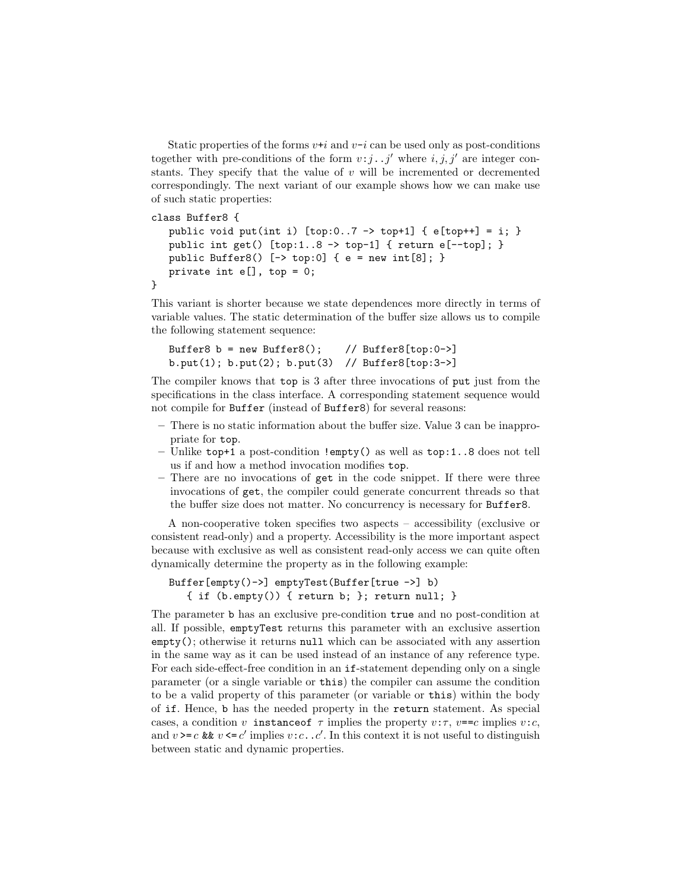Static properties of the forms `v+i` and `v-i` can be used only as post-conditions together with pre-conditions of the form `v:j..j'` where $i, j, j'$ are integer constants. They specify that the value of $v$ will be incremented or decremented correspondingly. The next variant of our example shows how we can make use of such static properties:

```
class Buffer8 {
   public void put(int i) [top:0..7 -> top+1] { e[top++] = i; }
   public int get() [top:1..8 -> top-1] { return e[--top]; }
   public Buffer8() [-> top:0] { e = new int[8]; }
   private int e[], top = 0;
}
```

This variant is shorter because we state dependences more directly in terms of variable values. The static determination of the buffer size allows us to compile the following statement sequence:

```
Buffer8 b = new Buffer8();     // Buffer8[top:0->]
b.put(1); b.put(2); b.put(3)  // Buffer8[top:3->]
```

The compiler knows that `top` is 3 after three invocations of `put` just from the specifications in the class interface. A corresponding statement sequence would not compile for `Buffer` (instead of `Buffer8`) for several reasons:

- There is no static information about the buffer size. Value 3 can be inappropriate for `top`.
- Unlike `top+1` a post-condition `!empty()` as well as `top:1..8` does not tell us if and how a method invocation modifies `top`.
- There are no invocations of `get` in the code snippet. If there were three invocations of `get`, the compiler could generate concurrent threads so that the buffer size does not matter. No concurrency is necessary for `Buffer8`.

A non-cooperative token specifies two aspects – accessibility (exclusive or consistent read-only) and a property. Accessibility is the more important aspect because with exclusive as well as consistent read-only access we can quite often dynamically determine the property as in the following example:

```
Buffer[empty()->] emptyTest(Buffer[true ->] b)
   { if (b.empty()) { return b; }; return null; }
```

The parameter `b` has an exclusive pre-condition `true` and no post-condition at all. If possible, `emptyTest` returns this parameter with an exclusive assertion `empty()`; otherwise it returns `null` which can be associated with any assertion in the same way as it can be used instead of an instance of any reference type. For each side-effect-free condition in an `if`-statement depending only on a single parameter (or a single variable or `this`) the compiler can assume the condition to be a valid property of this parameter (or variable or `this`) within the body of `if`. Hence, `b` has the needed property in the `return` statement. As special cases, a condition `v instanceof τ` implies the property `v:τ`, `v==c` implies `v:c`, and `v>=c && v<=c'` implies `v:c..c'`. In this context it is not useful to distinguish between static and dynamic properties.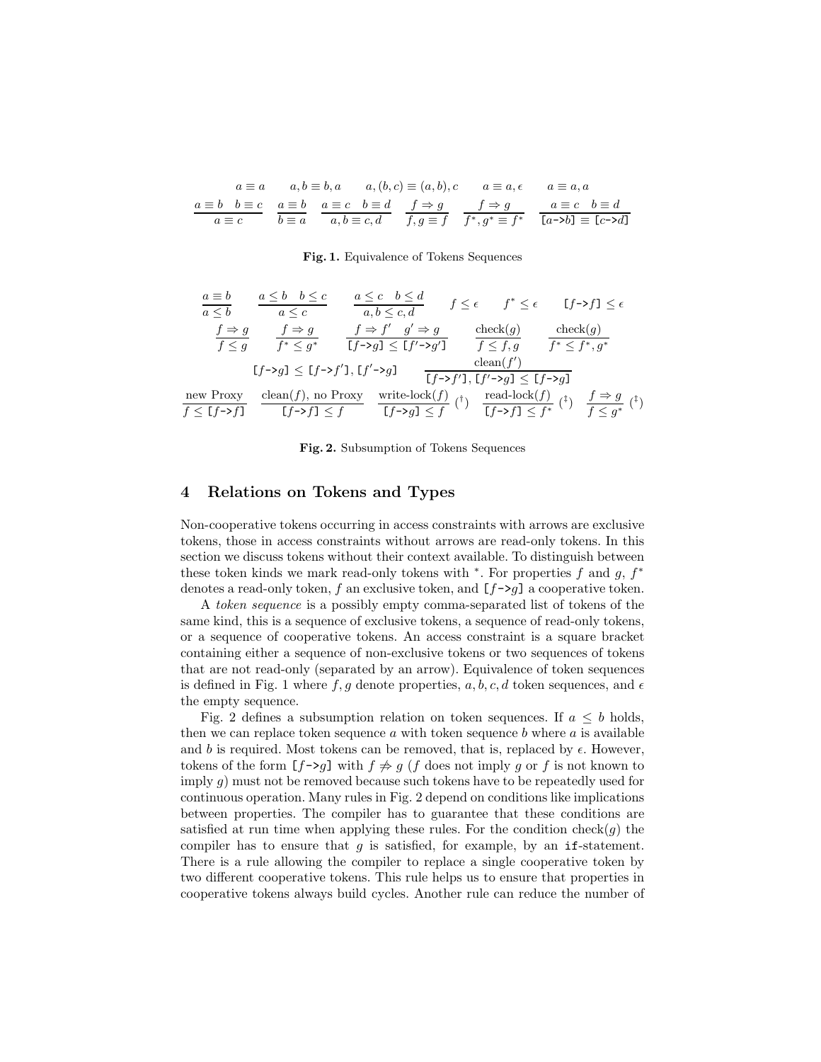$$a \equiv a \qquad a,b \equiv b,a \qquad a,(b,c) \equiv (a,b),c \qquad a \equiv a,\epsilon \qquad a \equiv a,a$$

$$\frac{a \equiv b \quad b \equiv c}{a \equiv c} \qquad \frac{a \equiv b}{b \equiv a} \qquad \frac{a \equiv c \quad b \equiv d}{a,b \equiv c,d} \qquad \frac{f \Rightarrow g}{f,g \equiv f} \qquad \frac{f \Rightarrow g}{f^*,g^* \equiv f^*} \qquad \frac{a \equiv c \quad b \equiv d}{\texttt{[}a\texttt{->}b\texttt{]} \equiv \texttt{[}c\texttt{->}d\texttt{]}}$$

**Fig. 1.** Equivalence of Tokens Sequences

$$\frac{a \equiv b}{a \leq b} \qquad \frac{a \leq b \quad b \leq c}{a \leq c} \qquad \frac{a \leq c \quad b \leq d}{a,b \leq c,d} \qquad f \leq \epsilon \qquad f^* \leq \epsilon \qquad \texttt{[}f\texttt{->}f\texttt{]} \leq \epsilon$$

$$\frac{f \Rightarrow g}{f \leq g} \qquad \frac{f \Rightarrow g}{f^* \leq g^*} \qquad \frac{f \Rightarrow f' \quad g' \Rightarrow g}{\texttt{[}f\texttt{->}g\texttt{]} \leq \texttt{[}f'\texttt{->}g'\texttt{]}} \qquad \frac{\text{check}(g)}{f \leq f,g} \qquad \frac{\text{check}(g)}{f^* \leq f^*,g^*}$$

$$\texttt{[}f\texttt{->}g\texttt{]} \leq \texttt{[}f\texttt{->}f'\texttt{]},\texttt{[}f'\texttt{->}g\texttt{]} \qquad \frac{\text{clean}(f')}{\texttt{[}f\texttt{->}f'\texttt{]},\texttt{[}f'\texttt{->}g\texttt{]} \leq \texttt{[}f\texttt{->}g\texttt{]}}$$

$$\frac{\text{new Proxy}}{f \leq \texttt{[}f\texttt{->}f\texttt{]}} \qquad \frac{\text{clean}(f),\ \text{no Proxy}}{\texttt{[}f\texttt{->}f\texttt{]} \leq f} \qquad \frac{\text{write-lock}(f)}{\texttt{[}f\texttt{->}g\texttt{]} \leq f}\ (^\dagger) \qquad \frac{\text{read-lock}(f)}{\texttt{[}f\texttt{->}f\texttt{]} \leq f^*}\ (^\ddagger) \qquad \frac{f \Rightarrow g}{f \leq g^*}\ (^\ddagger)$$

**Fig. 2.** Subsumption of Tokens Sequences

## 4 Relations on Tokens and Types

Non-cooperative tokens occurring in access constraints with arrows are exclusive tokens, those in access constraints without arrows are read-only tokens. In this section we discuss tokens without their context available. To distinguish between these token kinds we mark read-only tokens with $^*$. For properties $f$ and $g$, $f^*$ denotes a read-only token, $f$ an exclusive token, and `[`$f$`->`$g$`]` a cooperative token.

A *token sequence* is a possibly empty comma-separated list of tokens of the same kind, this is a sequence of exclusive tokens, a sequence of read-only tokens, or a sequence of cooperative tokens. An access constraint is a square bracket containing either a sequence of non-exclusive tokens or two sequences of tokens that are not read-only (separated by an arrow). Equivalence of token sequences is defined in Fig. 1 where $f, g$ denote properties, $a, b, c, d$ token sequences, and $\epsilon$ the empty sequence.

Fig. 2 defines a subsumption relation on token sequences. If $a \leq b$ holds, then we can replace token sequence $a$ with token sequence $b$ where $a$ is available and $b$ is required. Most tokens can be removed, that is, replaced by $\epsilon$. However, tokens of the form `[`$f$`->`$g$`]` with $f \not\Rightarrow g$ ($f$ does not imply $g$ or $f$ is not known to imply $g$) must not be removed because such tokens have to be repeatedly used for continuous operation. Many rules in Fig. 2 depend on conditions like implications between properties. The compiler has to guarantee that these conditions are satisfied at run time when applying these rules. For the condition check($g$) the compiler has to ensure that $g$ is satisfied, for example, by an `if`-statement. There is a rule allowing the compiler to replace a single cooperative token by two different cooperative tokens. This rule helps us to ensure that properties in cooperative tokens always build cycles. Another rule can reduce the number of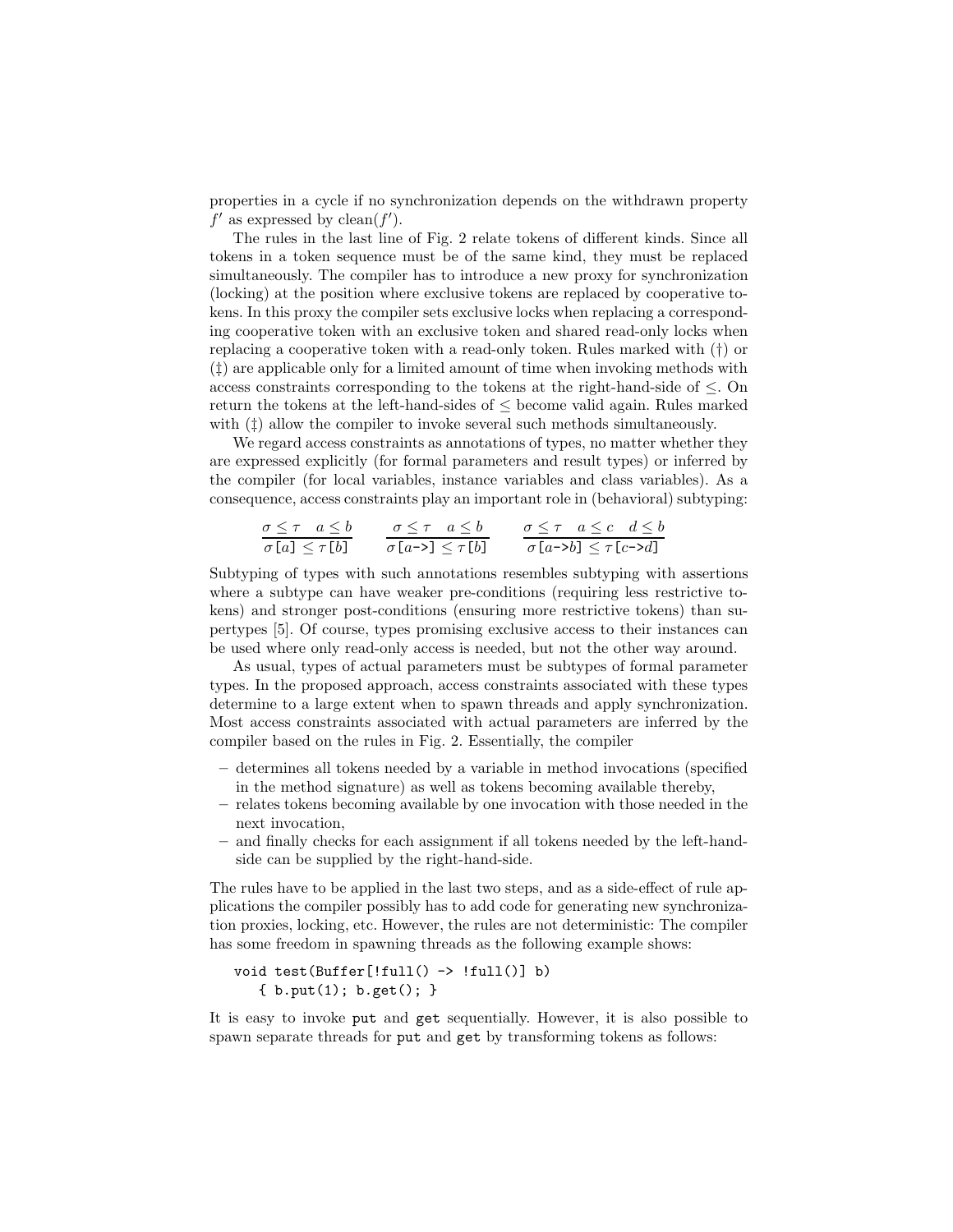properties in a cycle if no synchronization depends on the withdrawn property $f'$ as expressed by $\text{clean}(f')$.

The rules in the last line of Fig. 2 relate tokens of different kinds. Since all tokens in a token sequence must be of the same kind, they must be replaced simultaneously. The compiler has to introduce a new proxy for synchronization (locking) at the position where exclusive tokens are replaced by cooperative tokens. In this proxy the compiler sets exclusive locks when replacing a corresponding cooperative token with an exclusive token and shared read-only locks when replacing a cooperative token with a read-only token. Rules marked with (†) or (‡) are applicable only for a limited amount of time when invoking methods with access constraints corresponding to the tokens at the right-hand-side of $\leq$. On return the tokens at the left-hand-sides of $\leq$ become valid again. Rules marked with (‡) allow the compiler to invoke several such methods simultaneously.

We regard access constraints as annotations of types, no matter whether they are expressed explicitly (for formal parameters and result types) or inferred by the compiler (for local variables, instance variables and class variables). As a consequence, access constraints play an important role in (behavioral) subtyping:

$$\frac{\sigma \leq \tau \quad a \leq b}{\sigma\texttt{[}a\texttt{]} \leq \tau\texttt{[}b\texttt{]}} \qquad \frac{\sigma \leq \tau \quad a \leq b}{\sigma\texttt{[}a\texttt{->]} \leq \tau\texttt{[}b\texttt{]}} \qquad \frac{\sigma \leq \tau \quad a \leq c \quad d \leq b}{\sigma\texttt{[}a\texttt{->}b\texttt{]} \leq \tau\texttt{[}c\texttt{->}d\texttt{]}}$$

Subtyping of types with such annotations resembles subtyping with assertions where a subtype can have weaker pre-conditions (requiring less restrictive tokens) and stronger post-conditions (ensuring more restrictive tokens) than supertypes [5]. Of course, types promising exclusive access to their instances can be used where only read-only access is needed, but not the other way around.

As usual, types of actual parameters must be subtypes of formal parameter types. In the proposed approach, access constraints associated with these types determine to a large extent when to spawn threads and apply synchronization. Most access constraints associated with actual parameters are inferred by the compiler based on the rules in Fig. 2. Essentially, the compiler

- determines all tokens needed by a variable in method invocations (specified in the method signature) as well as tokens becoming available thereby,
- relates tokens becoming available by one invocation with those needed in the next invocation,
- and finally checks for each assignment if all tokens needed by the left-hand-side can be supplied by the right-hand-side.

The rules have to be applied in the last two steps, and as a side-effect of rule applications the compiler possibly has to add code for generating new synchronization proxies, locking, etc. However, the rules are not deterministic: The compiler has some freedom in spawning threads as the following example shows:

```
void test(Buffer[!full() -> !full()] b)
   { b.put(1); b.get(); }
```

It is easy to invoke `put` and `get` sequentially. However, it is also possible to spawn separate threads for `put` and `get` by transforming tokens as follows: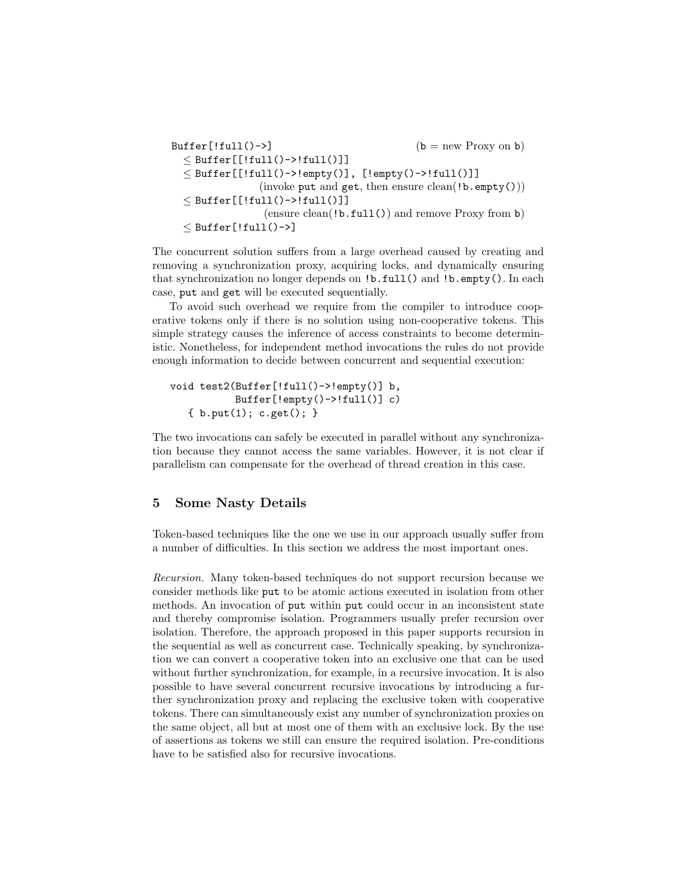```
Buffer[!full()->]                                    (b = new Proxy on b)
  ≤ Buffer[[!full()->!full()]]
  ≤ Buffer[[!full()->!empty()], [!empty()->!full()]]
                (invoke put and get, then ensure clean(!b.empty()))
  ≤ Buffer[[!full()->!full()]]
                 (ensure clean(!b.full()) and remove Proxy from b)
  ≤ Buffer[!full()->]
```

The concurrent solution suffers from a large overhead caused by creating and removing a synchronization proxy, acquiring locks, and dynamically ensuring that synchronization no longer depends on `!b.full()` and `!b.empty()`. In each case, `put` and `get` will be executed sequentially.

To avoid such overhead we require from the compiler to introduce cooperative tokens only if there is no solution using non-cooperative tokens. This simple strategy causes the inference of access constraints to become deterministic. Nonetheless, for independent method invocations the rules do not provide enough information to decide between concurrent and sequential execution:

```
void test2(Buffer[!full()->!empty()] b,
           Buffer[!empty()->!full()] c)
   { b.put(1); c.get(); }
```

The two invocations can safely be executed in parallel without any synchronization because they cannot access the same variables. However, it is not clear if parallelism can compensate for the overhead of thread creation in this case.

## 5 Some Nasty Details

Token-based techniques like the one we use in our approach usually suffer from a number of difficulties. In this section we address the most important ones.

*Recursion.* Many token-based techniques do not support recursion because we consider methods like `put` to be atomic actions executed in isolation from other methods. An invocation of `put` within `put` could occur in an inconsistent state and thereby compromise isolation. Programmers usually prefer recursion over isolation. Therefore, the approach proposed in this paper supports recursion in the sequential as well as concurrent case. Technically speaking, by synchronization we can convert a cooperative token into an exclusive one that can be used without further synchronization, for example, in a recursive invocation. It is also possible to have several concurrent recursive invocations by introducing a further synchronization proxy and replacing the exclusive token with cooperative tokens. There can simultaneously exist any number of synchronization proxies on the same object, all but at most one of them with an exclusive lock. By the use of assertions as tokens we still can ensure the required isolation. Pre-conditions have to be satisfied also for recursive invocations.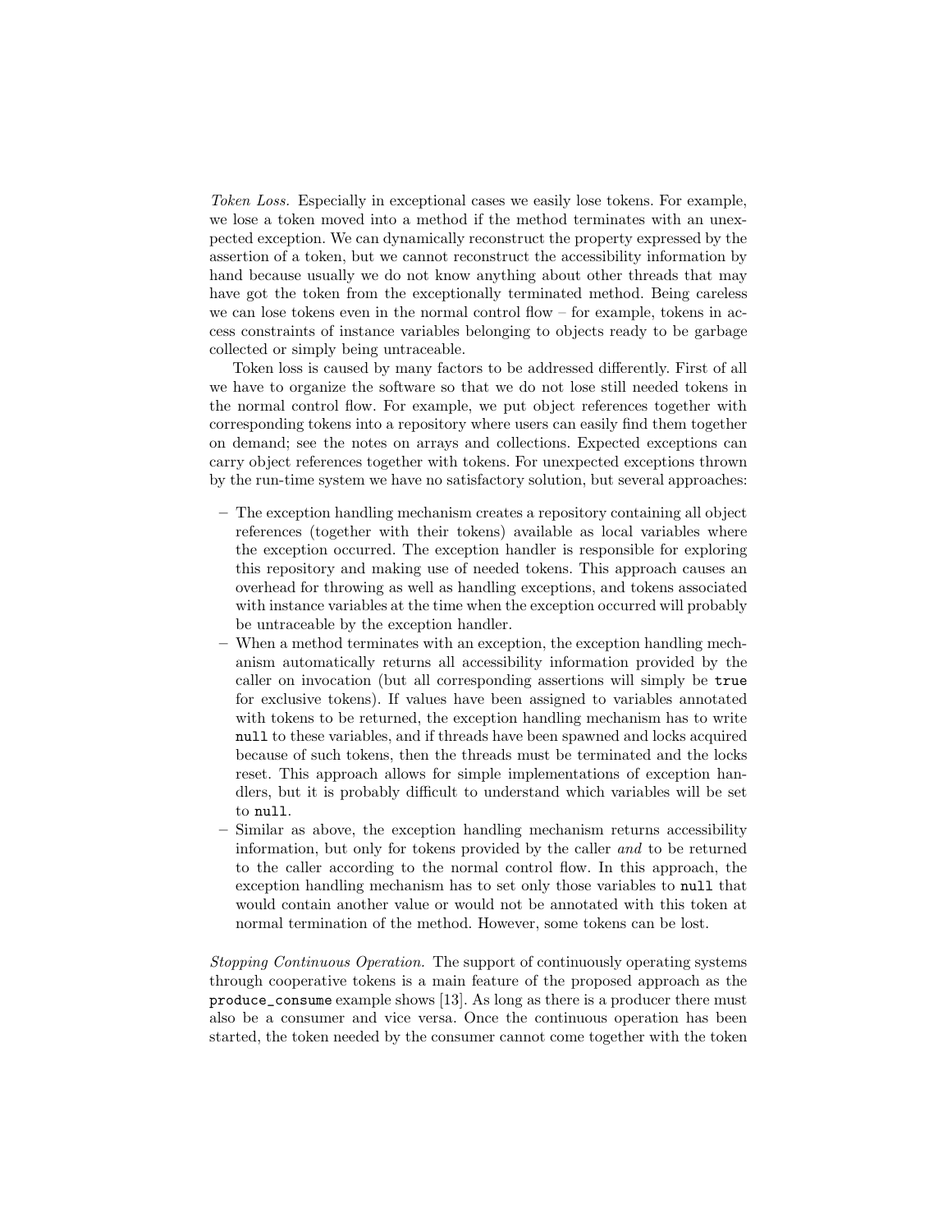*Token Loss.* Especially in exceptional cases we easily lose tokens. For example, we lose a token moved into a method if the method terminates with an unexpected exception. We can dynamically reconstruct the property expressed by the assertion of a token, but we cannot reconstruct the accessibility information by hand because usually we do not know anything about other threads that may have got the token from the exceptionally terminated method. Being careless we can lose tokens even in the normal control flow – for example, tokens in access constraints of instance variables belonging to objects ready to be garbage collected or simply being untraceable.

Token loss is caused by many factors to be addressed differently. First of all we have to organize the software so that we do not lose still needed tokens in the normal control flow. For example, we put object references together with corresponding tokens into a repository where users can easily find them together on demand; see the notes on arrays and collections. Expected exceptions can carry object references together with tokens. For unexpected exceptions thrown by the run-time system we have no satisfactory solution, but several approaches:

- The exception handling mechanism creates a repository containing all object references (together with their tokens) available as local variables where the exception occurred. The exception handler is responsible for exploring this repository and making use of needed tokens. This approach causes an overhead for throwing as well as handling exceptions, and tokens associated with instance variables at the time when the exception occurred will probably be untraceable by the exception handler.
- When a method terminates with an exception, the exception handling mechanism automatically returns all accessibility information provided by the caller on invocation (but all corresponding assertions will simply be `true` for exclusive tokens). If values have been assigned to variables annotated with tokens to be returned, the exception handling mechanism has to write `null` to these variables, and if threads have been spawned and locks acquired because of such tokens, then the threads must be terminated and the locks reset. This approach allows for simple implementations of exception handlers, but it is probably difficult to understand which variables will be set to `null`.
- Similar as above, the exception handling mechanism returns accessibility information, but only for tokens provided by the caller *and* to be returned to the caller according to the normal control flow. In this approach, the exception handling mechanism has to set only those variables to `null` that would contain another value or would not be annotated with this token at normal termination of the method. However, some tokens can be lost.

*Stopping Continuous Operation.* The support of continuously operating systems through cooperative tokens is a main feature of the proposed approach as the `produce_consume` example shows [13]. As long as there is a producer there must also be a consumer and vice versa. Once the continuous operation has been started, the token needed by the consumer cannot come together with the token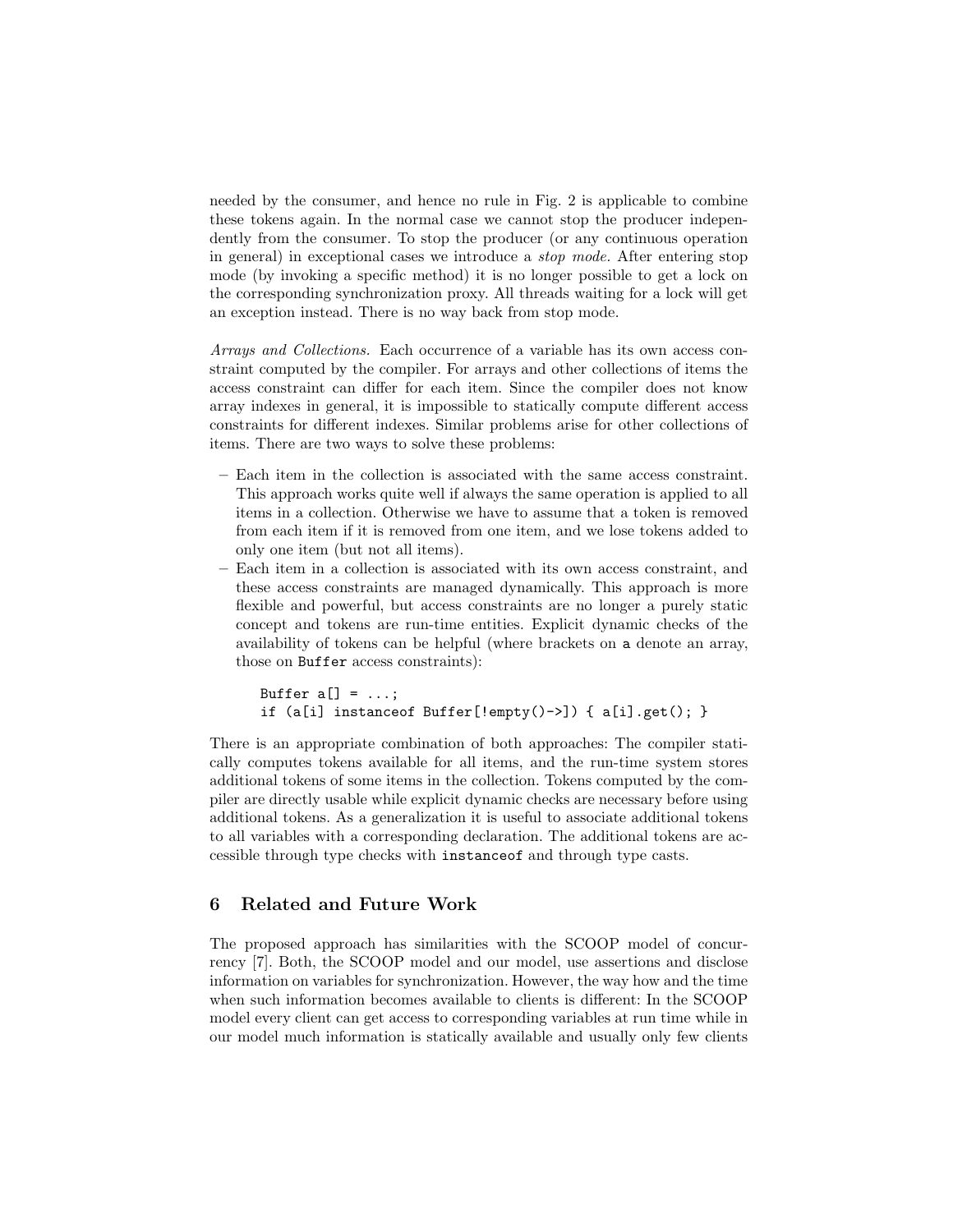needed by the consumer, and hence no rule in Fig. 2 is applicable to combine these tokens again. In the normal case we cannot stop the producer independently from the consumer. To stop the producer (or any continuous operation in general) in exceptional cases we introduce a *stop mode*. After entering stop mode (by invoking a specific method) it is no longer possible to get a lock on the corresponding synchronization proxy. All threads waiting for a lock will get an exception instead. There is no way back from stop mode.

*Arrays and Collections.* Each occurrence of a variable has its own access constraint computed by the compiler. For arrays and other collections of items the access constraint can differ for each item. Since the compiler does not know array indexes in general, it is impossible to statically compute different access constraints for different indexes. Similar problems arise for other collections of items. There are two ways to solve these problems:

- Each item in the collection is associated with the same access constraint. This approach works quite well if always the same operation is applied to all items in a collection. Otherwise we have to assume that a token is removed from each item if it is removed from one item, and we lose tokens added to only one item (but not all items).
- Each item in a collection is associated with its own access constraint, and these access constraints are managed dynamically. This approach is more flexible and powerful, but access constraints are no longer a purely static concept and tokens are run-time entities. Explicit dynamic checks of the availability of tokens can be helpful (where brackets on `a` denote an array, those on `Buffer` access constraints):

```
Buffer a[] = ...;
if (a[i] instanceof Buffer[!empty()->]) { a[i].get(); }
```

There is an appropriate combination of both approaches: The compiler statically computes tokens available for all items, and the run-time system stores additional tokens of some items in the collection. Tokens computed by the compiler are directly usable while explicit dynamic checks are necessary before using additional tokens. As a generalization it is useful to associate additional tokens to all variables with a corresponding declaration. The additional tokens are accessible through type checks with `instanceof` and through type casts.

## 6 Related and Future Work

The proposed approach has similarities with the SCOOP model of concurrency [7]. Both, the SCOOP model and our model, use assertions and disclose information on variables for synchronization. However, the way how and the time when such information becomes available to clients is different: In the SCOOP model every client can get access to corresponding variables at run time while in our model much information is statically available and usually only few clients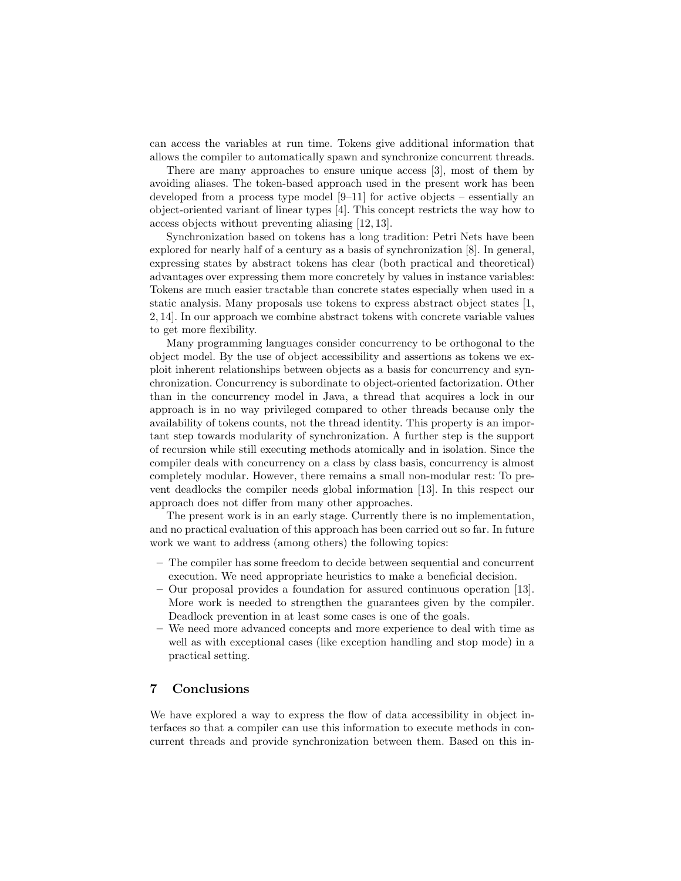can access the variables at run time. Tokens give additional information that allows the compiler to automatically spawn and synchronize concurrent threads.

There are many approaches to ensure unique access [3], most of them by avoiding aliases. The token-based approach used in the present work has been developed from a process type model [9–11] for active objects – essentially an object-oriented variant of linear types [4]. This concept restricts the way how to access objects without preventing aliasing [12, 13].

Synchronization based on tokens has a long tradition: Petri Nets have been explored for nearly half of a century as a basis of synchronization [8]. In general, expressing states by abstract tokens has clear (both practical and theoretical) advantages over expressing them more concretely by values in instance variables: Tokens are much easier tractable than concrete states especially when used in a static analysis. Many proposals use tokens to express abstract object states [1, 2, 14]. In our approach we combine abstract tokens with concrete variable values to get more flexibility.

Many programming languages consider concurrency to be orthogonal to the object model. By the use of object accessibility and assertions as tokens we exploit inherent relationships between objects as a basis for concurrency and synchronization. Concurrency is subordinate to object-oriented factorization. Other than in the concurrency model in Java, a thread that acquires a lock in our approach is in no way privileged compared to other threads because only the availability of tokens counts, not the thread identity. This property is an important step towards modularity of synchronization. A further step is the support of recursion while still executing methods atomically and in isolation. Since the compiler deals with concurrency on a class by class basis, concurrency is almost completely modular. However, there remains a small non-modular rest: To prevent deadlocks the compiler needs global information [13]. In this respect our approach does not differ from many other approaches.

The present work is in an early stage. Currently there is no implementation, and no practical evaluation of this approach has been carried out so far. In future work we want to address (among others) the following topics:

- The compiler has some freedom to decide between sequential and concurrent execution. We need appropriate heuristics to make a beneficial decision.
- Our proposal provides a foundation for assured continuous operation [13]. More work is needed to strengthen the guarantees given by the compiler. Deadlock prevention in at least some cases is one of the goals.
- We need more advanced concepts and more experience to deal with time as well as with exceptional cases (like exception handling and stop mode) in a practical setting.

## 7 Conclusions

We have explored a way to express the flow of data accessibility in object interfaces so that a compiler can use this information to execute methods in concurrent threads and provide synchronization between them. Based on this in-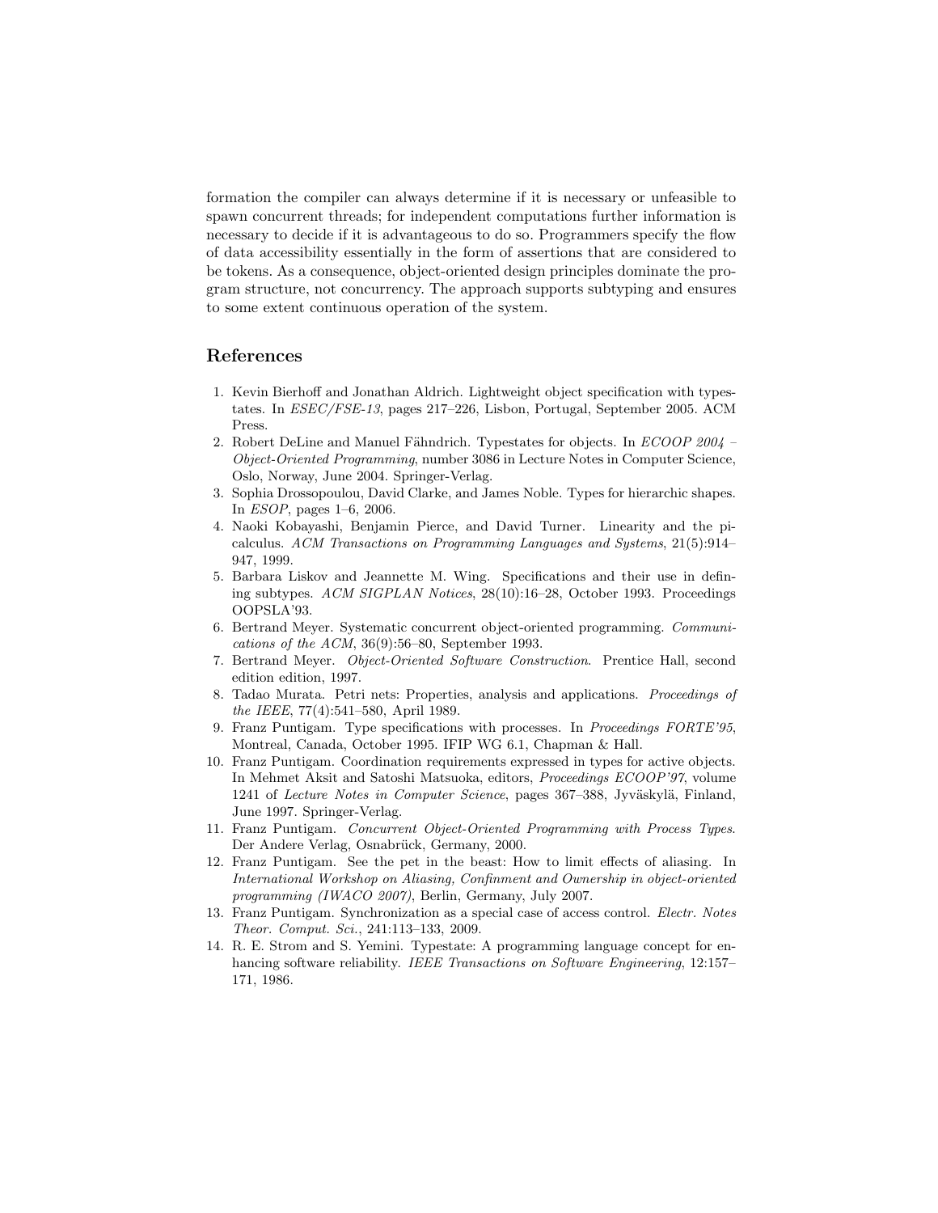formation the compiler can always determine if it is necessary or unfeasible to spawn concurrent threads; for independent computations further information is necessary to decide if it is advantageous to do so. Programmers specify the flow of data accessibility essentially in the form of assertions that are considered to be tokens. As a consequence, object-oriented design principles dominate the program structure, not concurrency. The approach supports subtyping and ensures to some extent continuous operation of the system.

## References

1. Kevin Bierhoff and Jonathan Aldrich. Lightweight object specification with typestates. In *ESEC/FSE-13*, pages 217–226, Lisbon, Portugal, September 2005. ACM Press.
2. Robert DeLine and Manuel Fähndrich. Typestates for objects. In *ECOOP 2004 – Object-Oriented Programming*, number 3086 in Lecture Notes in Computer Science, Oslo, Norway, June 2004. Springer-Verlag.
3. Sophia Drossopoulou, David Clarke, and James Noble. Types for hierarchic shapes. In *ESOP*, pages 1–6, 2006.
4. Naoki Kobayashi, Benjamin Pierce, and David Turner. Linearity and the pi-calculus. *ACM Transactions on Programming Languages and Systems*, 21(5):914–947, 1999.
5. Barbara Liskov and Jeannette M. Wing. Specifications and their use in defining subtypes. *ACM SIGPLAN Notices*, 28(10):16–28, October 1993. Proceedings OOPSLA'93.
6. Bertrand Meyer. Systematic concurrent object-oriented programming. *Communications of the ACM*, 36(9):56–80, September 1993.
7. Bertrand Meyer. *Object-Oriented Software Construction*. Prentice Hall, second edition edition, 1997.
8. Tadao Murata. Petri nets: Properties, analysis and applications. *Proceedings of the IEEE*, 77(4):541–580, April 1989.
9. Franz Puntigam. Type specifications with processes. In *Proceedings FORTE'95*, Montreal, Canada, October 1995. IFIP WG 6.1, Chapman & Hall.
10. Franz Puntigam. Coordination requirements expressed in types for active objects. In Mehmet Aksit and Satoshi Matsuoka, editors, *Proceedings ECOOP'97*, volume 1241 of *Lecture Notes in Computer Science*, pages 367–388, Jyväskylä, Finland, June 1997. Springer-Verlag.
11. Franz Puntigam. *Concurrent Object-Oriented Programming with Process Types*. Der Andere Verlag, Osnabrück, Germany, 2000.
12. Franz Puntigam. See the pet in the beast: How to limit effects of aliasing. In *International Workshop on Aliasing, Confinment and Ownership in object-oriented programming (IWACO 2007)*, Berlin, Germany, July 2007.
13. Franz Puntigam. Synchronization as a special case of access control. *Electr. Notes Theor. Comput. Sci.*, 241:113–133, 2009.
14. R. E. Strom and S. Yemini. Typestate: A programming language concept for enhancing software reliability. *IEEE Transactions on Software Engineering*, 12:157–171, 1986.